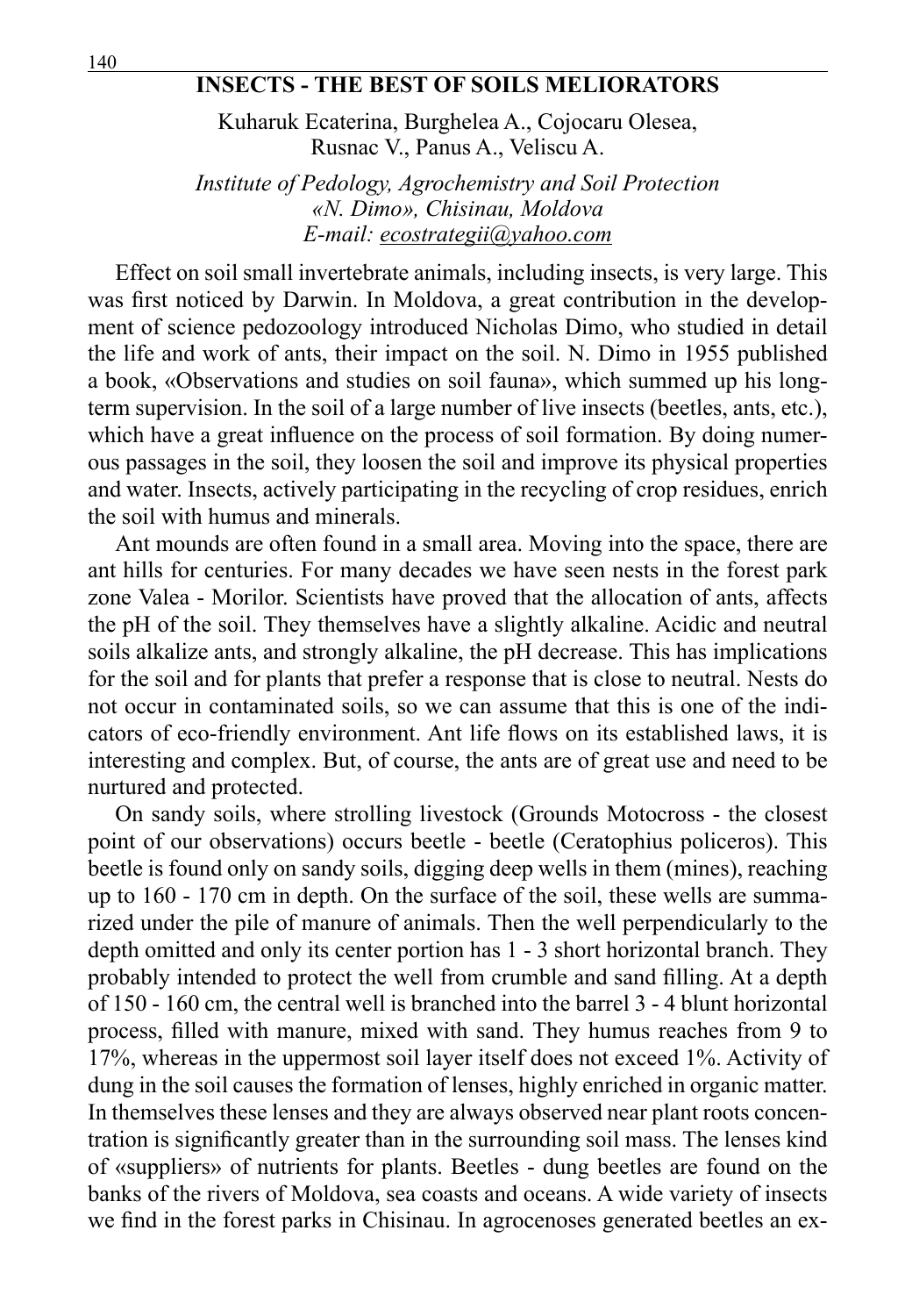# INSECTS - THE BEST OF SOILS MELIORATORS

Kuharuk Ecaterina, Burghelea A., Cojocaru Olesea, Rusnac V., Panus A., Veliscu A.

*Institute of Pedology, Agrochemistry and Soil Protection «N. Dimo», Chisinau, Moldova*
*E-mail: ecostrategii@yahoo.com*

Effect on soil small invertebrate animals, including insects, is very large. This was first noticed by Darwin. In Moldova, a great contribution in the development of science pedozoology introduced Nicholas Dimo, who studied in detail the life and work of ants, their impact on the soil. N. Dimo in 1955 published a book, «Observations and studies on soil fauna», which summed up his long-term supervision. In the soil of a large number of live insects (beetles, ants, etc.), which have a great influence on the process of soil formation. By doing numerous passages in the soil, they loosen the soil and improve its physical properties and water. Insects, actively participating in the recycling of crop residues, enrich the soil with humus and minerals.

Ant mounds are often found in a small area. Moving into the space, there are ant hills for centuries. For many decades we have seen nests in the forest park zone Valea - Morilor. Scientists have proved that the allocation of ants, affects the pH of the soil. They themselves have a slightly alkaline. Acidic and neutral soils alkalize ants, and strongly alkaline, the pH decrease. This has implications for the soil and for plants that prefer a response that is close to neutral. Nests do not occur in contaminated soils, so we can assume that this is one of the indicators of eco-friendly environment. Ant life flows on its established laws, it is interesting and complex. But, of course, the ants are of great use and need to be nurtured and protected.

On sandy soils, where strolling livestock (Grounds Motocross - the closest point of our observations) occurs beetle - beetle (Ceratophius policeros). This beetle is found only on sandy soils, digging deep wells in them (mines), reaching up to 160 - 170 cm in depth. On the surface of the soil, these wells are summarized under the pile of manure of animals. Then the well perpendicularly to the depth omitted and only its center portion has 1 - 3 short horizontal branch. They probably intended to protect the well from crumble and sand filling. At a depth of 150 - 160 cm, the central well is branched into the barrel 3 - 4 blunt horizontal process, filled with manure, mixed with sand. They humus reaches from 9 to 17%, whereas in the uppermost soil layer itself does not exceed 1%. Activity of dung in the soil causes the formation of lenses, highly enriched in organic matter. In themselves these lenses and they are always observed near plant roots concentration is significantly greater than in the surrounding soil mass. The lenses kind of «suppliers» of nutrients for plants. Beetles - dung beetles are found on the banks of the rivers of Moldova, sea coasts and oceans. A wide variety of insects we find in the forest parks in Chisinau. In agrocenoses generated beetles an ex-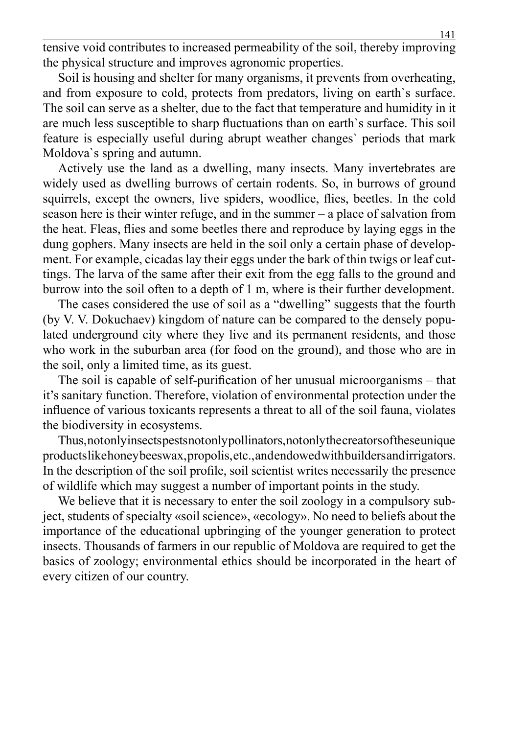tensive void contributes to increased permeability of the soil, thereby improving the physical structure and improves agronomic properties.

Soil is housing and shelter for many organisms, it prevents from overheating, and from exposure to cold, protects from predators, living on earth`s surface. The soil can serve as a shelter, due to the fact that temperature and humidity in it are much less susceptible to sharp fluctuations than on earth`s surface. This soil feature is especially useful during abrupt weather changes` periods that mark Moldova`s spring and autumn.

Actively use the land as a dwelling, many insects. Many invertebrates are widely used as dwelling burrows of certain rodents. So, in burrows of ground squirrels, except the owners, live spiders, woodlice, flies, beetles. In the cold season here is their winter refuge, and in the summer – a place of salvation from the heat. Fleas, flies and some beetles there and reproduce by laying eggs in the dung gophers. Many insects are held in the soil only a certain phase of development. For example, cicadas lay their eggs under the bark of thin twigs or leaf cuttings. The larva of the same after their exit from the egg falls to the ground and burrow into the soil often to a depth of 1 m, where is their further development.

The cases considered the use of soil as a "dwelling" suggests that the fourth (by V. V. Dokuchaev) kingdom of nature can be compared to the densely populated underground city where they live and its permanent residents, and those who work in the suburban area (for food on the ground), and those who are in the soil, only a limited time, as its guest.

The soil is capable of self-purification of her unusual microorganisms – that it's sanitary function. Therefore, violation of environmental protection under the influence of various toxicants represents a threat to all of the soil fauna, violates the biodiversity in ecosystems.

Thus,notonlyinsectspestsnotonlypollinators,notonlythecreatorsoftheseunique productslikehoneybeeswax,propolis,etc.,andendowedwithbuildersandirrigators. In the description of the soil profile, soil scientist writes necessarily the presence of wildlife which may suggest a number of important points in the study.

We believe that it is necessary to enter the soil zoology in a compulsory subject, students of specialty «soil science», «ecology». No need to beliefs about the importance of the educational upbringing of the younger generation to protect insects. Thousands of farmers in our republic of Moldova are required to get the basics of zoology; environmental ethics should be incorporated in the heart of every citizen of our country.